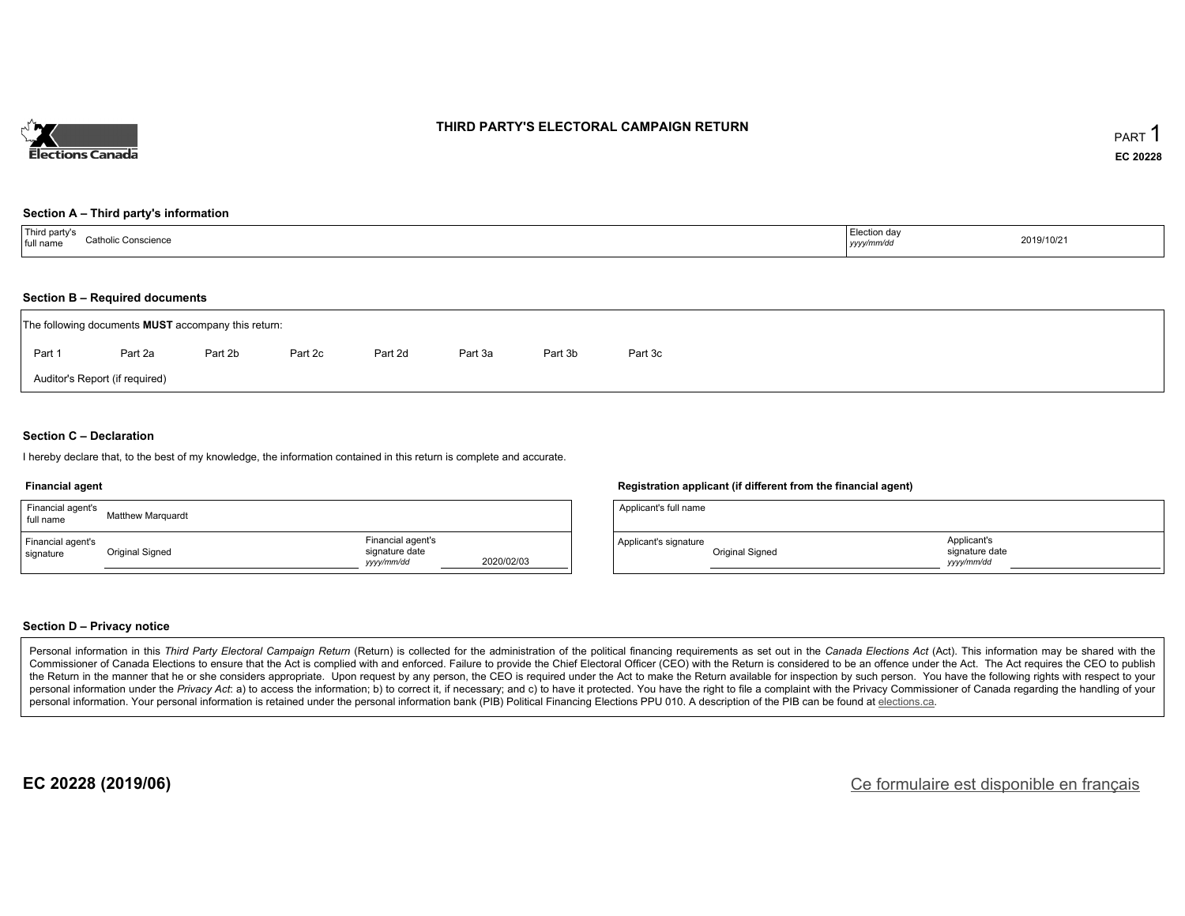Elections Canada

# THIRD PARTY'S ELECTORAL CAMPAIGN RETURN

PART 1

EC 20228

### Section A – Third party's information

| Third party's full name | Catholic Conscience | Election day *yyyy/mm/dd* | 2019/10/21 |
|---|---|---|---|

### Section B – Required documents

The following documents **MUST** accompany this return:

Part 1 &nbsp;&nbsp; Part 2a &nbsp;&nbsp; Part 2b &nbsp;&nbsp; Part 2c &nbsp;&nbsp; Part 2d &nbsp;&nbsp; Part 3a &nbsp;&nbsp; Part 3b &nbsp;&nbsp; Part 3c

Auditor's Report (if required)

### Section C – Declaration

I hereby declare that, to the best of my knowledge, the information contained in this return is complete and accurate.

**Financial agent**

| Financial agent's full name | Matthew Marquardt | | |
|---|---|---|---|
| Financial agent's signature | Original Signed | Financial agent's signature date *yyyy/mm/dd* | 2020/02/03 |

**Registration applicant (if different from the financial agent)**

| Applicant's full name | | | |
|---|---|---|---|
| Applicant's signature | Original Signed | Applicant's signature date *yyyy/mm/dd* | |

### Section D – Privacy notice

Personal information in this *Third Party Electoral Campaign Return* (Return) is collected for the administration of the political financing requirements as set out in the *Canada Elections Act* (Act). This information may be shared with the Commissioner of Canada Elections to ensure that the Act is complied with and enforced. Failure to provide the Chief Electoral Officer (CEO) with the Return is considered to be an offence under the Act. The Act requires the CEO to publish the Return in the manner that he or she considers appropriate. Upon request by any person, the CEO is required under the Act to make the Return available for inspection by such person. You have the following rights with respect to your personal information under the *Privacy Act*: a) to access the information; b) to correct it, if necessary; and c) to have it protected. You have the right to file a complaint with the Privacy Commissioner of Canada regarding the handling of your personal information. Your personal information is retained under the personal information bank (PIB) Political Financing Elections PPU 010. A description of the PIB can be found at elections.ca.

**EC 20228 (2019/06)**

Ce formulaire est disponible en français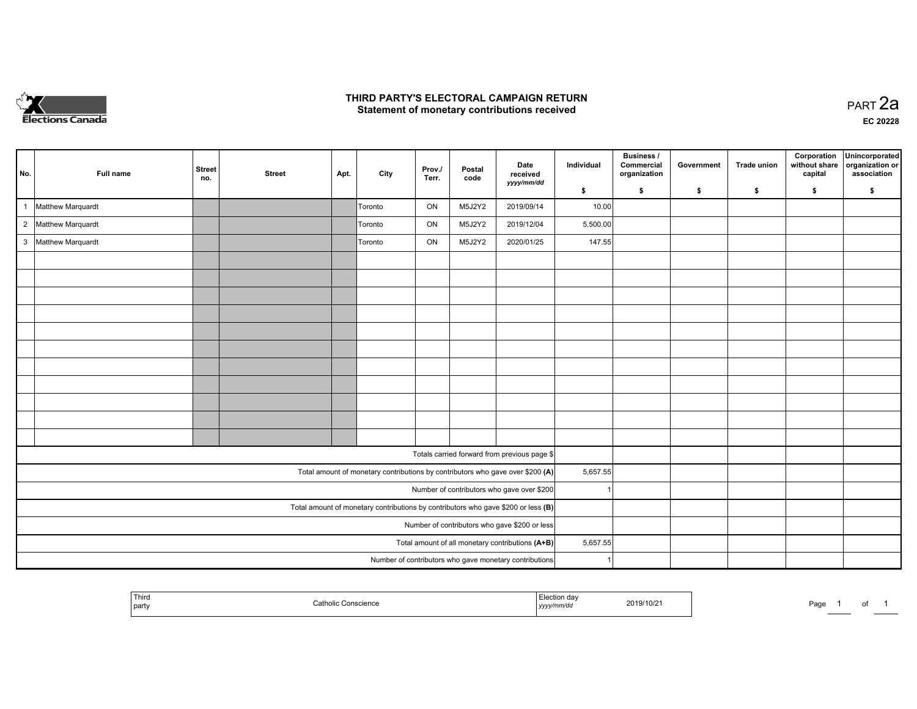# THIRD PARTY'S ELECTORAL CAMPAIGN RETURN
## Statement of monetary contributions received

PART 2a

EC 20228

| No. | Full name | Street no. | Street | Apt. | City | Prov./ Terr. | Postal code | Date received *yyyy/mm/dd* | Individual $ | Business / Commercial organization $ | Government $ | Trade union $ | Corporation without share capital $ | Unincorporated organization or association $ |
|---|---|---|---|---|---|---|---|---|---|---|---|---|---|---|
| 1 | Matthew Marquardt | | | | Toronto | ON | M5J2Y2 | 2019/09/14 | 10.00 | | | | | |
| 2 | Matthew Marquardt | | | | Toronto | ON | M5J2Y2 | 2019/12/04 | 5,500.00 | | | | | |
| 3 | Matthew Marquardt | | | | Toronto | ON | M5J2Y2 | 2020/01/25 | 147.55 | | | | | |
| | | | | | | | | | | | | | | |
| | | | | | | | | | | | | | | |
| | | | | | | | | | | | | | | |
| | | | | | | | | | | | | | | |
| | | | | | | | | | | | | | | |
| | | | | | | | | | | | | | | |
| | | | | | | | | | | | | | | |
| | | | | | | | | | | | | | | |
| | | | | | | | | | | | | | | |
| | | | | | | | | | | | | | | |
| | | | | | | | | | | | | | | |
| Totals carried forward from previous page $ | | | | | | | | | | | | | | |
| Total amount of monetary contributions by contributors who gave over $200 (A) | | | | | | | | | 5,657.55 | | | | | |
| Number of contributors who gave over $200 | | | | | | | | | 1 | | | | | |
| Total amount of monetary contributions by contributors who gave $200 or less (B) | | | | | | | | | | | | | | |
| Number of contributors who gave $200 or less | | | | | | | | | | | | | | |
| Total amount of all monetary contributions (A+B) | | | | | | | | | 5,657.55 | | | | | |
| Number of contributors who gave monetary contributions | | | | | | | | | 1 | | | | | |

| Third party | Catholic Conscience | Election day *yyyy/mm/dd* | 2019/10/21 |
|---|---|---|---|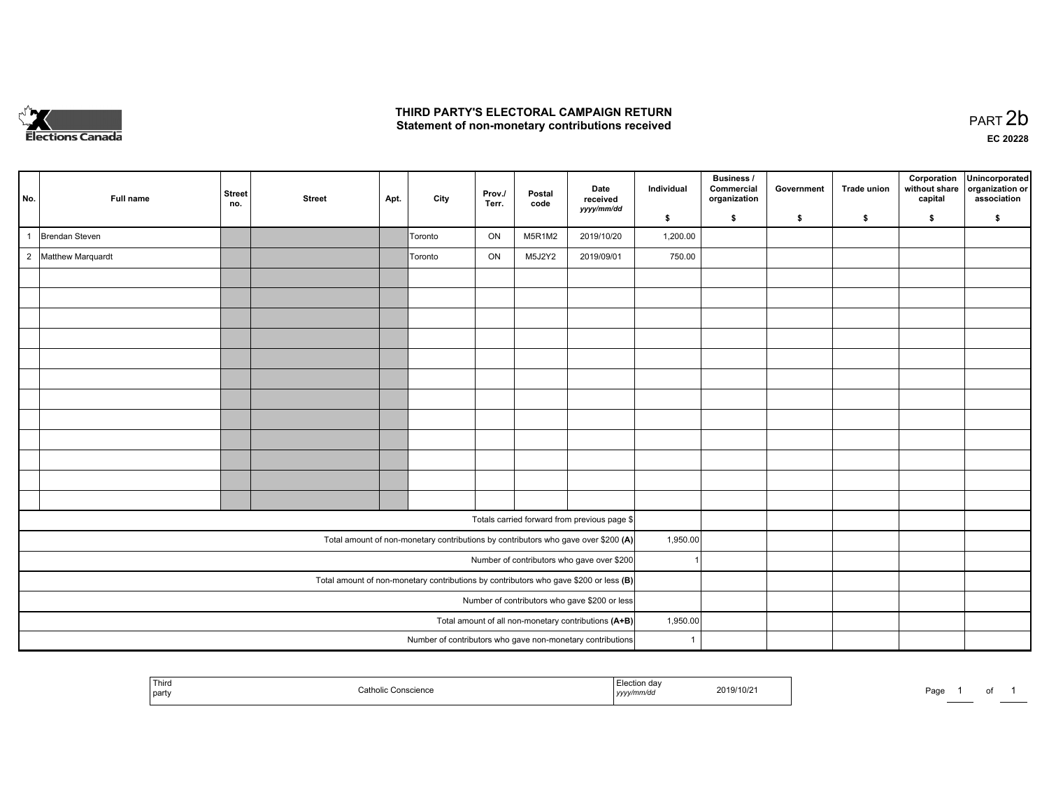# THIRD PARTY'S ELECTORAL CAMPAIGN RETURN

## Statement of non-monetary contributions received

PART 2b

EC 20228

| No. | Full name | Street no. | Street | Apt. | City | Prov./ Terr. | Postal code | Date received yyyy/mm/dd | Individual $ | Business / Commercial organization $ | Government $ | Trade union $ | Corporation without share capital $ | Unincorporated organization or association $ |
|---|---|---|---|---|---|---|---|---|---|---|---|---|---|---|
| 1 | Brendan Steven | | | | Toronto | ON | M5R1M2 | 2019/10/20 | 1,200.00 | | | | | |
| 2 | Matthew Marquardt | | | | Toronto | ON | M5J2Y2 | 2019/09/01 | 750.00 | | | | | |
| | | | | | | | | | | | | | | |
| | | | | | | | | | | | | | | |
| | | | | | | | | | | | | | | |
| | | | | | | | | | | | | | | |
| | | | | | | | | | | | | | | |
| | | | | | | | | | | | | | | |
| | | | | | | | | | | | | | | |
| | | | | | | | | | | | | | | |
| | | | | | | | | | | | | | | |
| | | | | | | | | | | | | | | |
| | | | | | | | | | | | | | | |
| | | | | | | | | | | | | | | |
| Totals carried forward from previous page $ | | | | | | | | | | | | | | |
| Total amount of non-monetary contributions by contributors who gave over $200 (A) | | | | | | | | | 1,950.00 | | | | | |
| Number of contributors who gave over $200 | | | | | | | | | 1 | | | | | |
| Total amount of non-monetary contributions by contributors who gave $200 or less (B) | | | | | | | | | | | | | | |
| Number of contributors who gave $200 or less | | | | | | | | | | | | | | |
| Total amount of all non-monetary contributions (A+B) | | | | | | | | | 1,950.00 | | | | | |
| Number of contributors who gave non-monetary contributions | | | | | | | | | 1 | | | | | |

| Third party | Catholic Conscience | Election day yyyy/mm/dd | 2019/10/21 |
|---|---|---|---|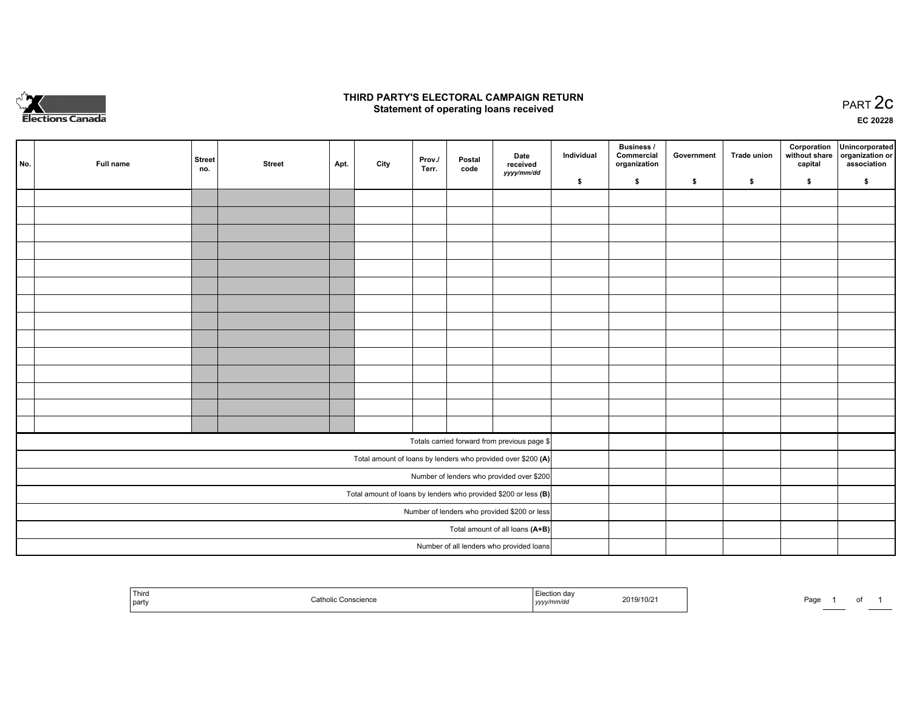Elections Canada

# THIRD PARTY'S ELECTORAL CAMPAIGN RETURN
## Statement of operating loans received

PART 2c

EC 20228

| No. | Full name | Street no. | Street | Apt. | City | Prov./ Terr. | Postal code | Date received *yyyy/mm/dd* | Individual $ | Business / Commercial organization $ | Government $ | Trade union $ | Corporation without share capital $ | Unincorporated organization or association $ |
|---|---|---|---|---|---|---|---|---|---|---|---|---|---|---|
| | | | | | | | | | | | | | | |
| | | | | | | | | | | | | | | |
| | | | | | | | | | | | | | | |
| | | | | | | | | | | | | | | |
| | | | | | | | | | | | | | | |
| | | | | | | | | | | | | | | |
| | | | | | | | | | | | | | | |
| | | | | | | | | | | | | | | |
| | | | | | | | | | | | | | | |
| | | | | | | | | | | | | | | |
| | | | | | | | | | | | | | | |
| | | | | | | | | | | | | | | |
| | | | | | | | | | | | | | | |
| | | | | | | | | | | | | | | |
| Totals carried forward from previous page $ | | | | | | | | | | | | | | |
| Total amount of loans by lenders who provided over $200 **(A)** | | | | | | | | | | | | | | |
| Number of lenders who provided over $200 | | | | | | | | | | | | | | |
| Total amount of loans by lenders who provided $200 or less **(B)** | | | | | | | | | | | | | | |
| Number of lenders who provided $200 or less | | | | | | | | | | | | | | |
| Total amount of all loans **(A+B)** | | | | | | | | | | | | | | |
| Number of all lenders who provided loans | | | | | | | | | | | | | | |

| Third party | Catholic Conscience | Election day *yyyy/mm/dd* | 2019/10/21 |
|---|---|---|---|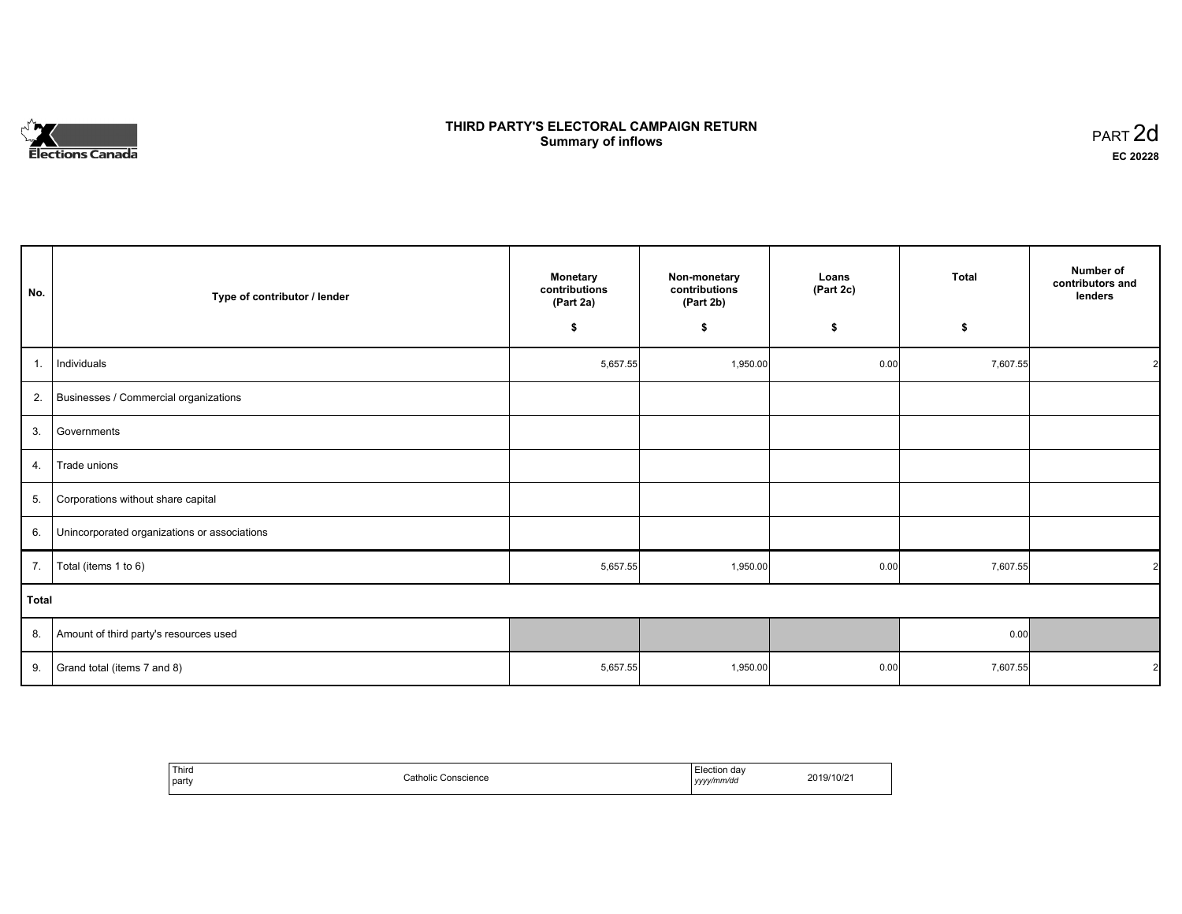# THIRD PARTY'S ELECTORAL CAMPAIGN RETURN
## Summary of inflows

PART 2d

**EC 20228**

| No. | Type of contributor / lender | Monetary contributions (Part 2a) $ | Non-monetary contributions (Part 2b) $ | Loans (Part 2c) $ | Total $ | Number of contributors and lenders |
|---|---|---|---|---|---|---|
| 1. | Individuals | 5,657.55 | 1,950.00 | 0.00 | 7,607.55 | 2 |
| 2. | Businesses / Commercial organizations | | | | | |
| 3. | Governments | | | | | |
| 4. | Trade unions | | | | | |
| 5. | Corporations without share capital | | | | | |
| 6. | Unincorporated organizations or associations | | | | | |
| 7. | Total (items 1 to 6) | 5,657.55 | 1,950.00 | 0.00 | 7,607.55 | 2 |
| **Total** | | | | | | |
| 8. | Amount of third party's resources used | | | | 0.00 | |
| 9. | Grand total (items 7 and 8) | 5,657.55 | 1,950.00 | 0.00 | 7,607.55 | 2 |

| Third party | Catholic Conscience | Election day *yyyy/mm/dd* | 2019/10/21 |
|---|---|---|---|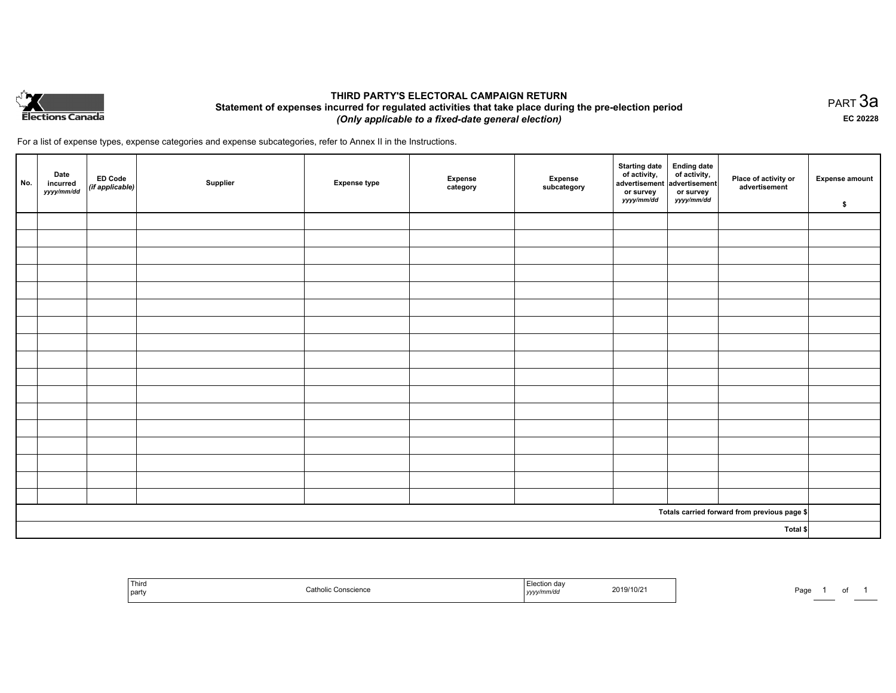Elections Canada

# THIRD PARTY'S ELECTORAL CAMPAIGN RETURN

## Statement of expenses incurred for regulated activities that take place during the pre-election period

***(Only applicable to a fixed-date general election)***

PART 3a

**EC 20228**

For a list of expense types, expense categories and expense subcategories, refer to Annex II in the Instructions.

| No. | Date incurred *yyyy/mm/dd* | ED Code *(if applicable)* | Supplier | Expense type | Expense category | Expense subcategory | Starting date of activity, advertisement or survey *yyyy/mm/dd* | Ending date of activity, advertisement or survey *yyyy/mm/dd* | Place of activity or advertisement | Expense amount $ |
|---|---|---|---|---|---|---|---|---|---|---|
| | | | | | | | | | | |
| | | | | | | | | | | |
| | | | | | | | | | | |
| | | | | | | | | | | |
| | | | | | | | | | | |
| | | | | | | | | | | |
| | | | | | | | | | | |
| | | | | | | | | | | |
| | | | | | | | | | | |
| | | | | | | | | | | |
| | | | | | | | | | | |
| | | | | | | | | | | |
| | | | | | | | | | | |
| | | | | | | | | | | |
| | | | | | | | | | | |
| | | | | | | | | | | |
| | | | | | | | | | | |
| | | | | | | | | | Totals carried forward from previous page $ | |
| | | | | | | | | | Total $ | |

| Third party | Catholic Conscience | Election day *yyyy/mm/dd* | 2019/10/21 |
|---|---|---|---|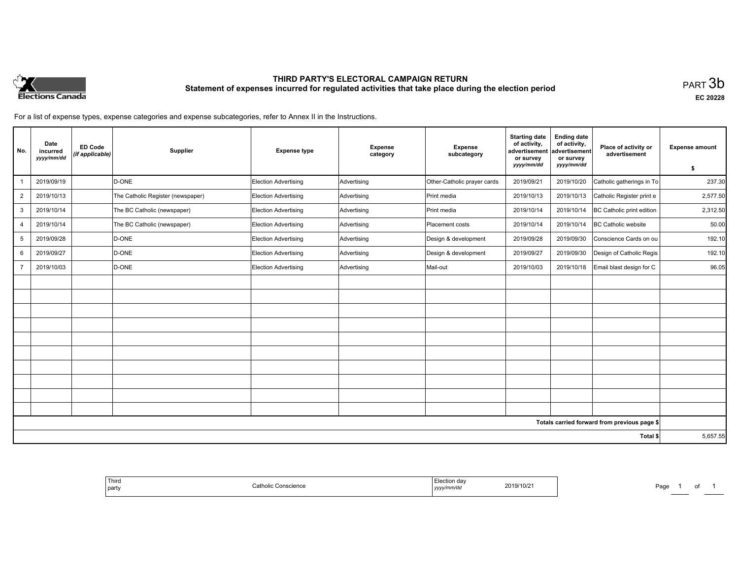# THIRD PARTY'S ELECTORAL CAMPAIGN RETURN

## Statement of expenses incurred for regulated activities that take place during the election period

PART 3b

**EC 20228**

For a list of expense types, expense categories and expense subcategories, refer to Annex II in the Instructions.

| No. | Date incurred *yyyy/mm/dd* | ED Code *(if applicable)* | Supplier | Expense type | Expense category | Expense subcategory | Starting date of activity, advertisement or survey *yyyy/mm/dd* | Ending date of activity, advertisement or survey *yyyy/mm/dd* | Place of activity or advertisement | Expense amount $ |
|---|---|---|---|---|---|---|---|---|---|---|
| 1 | 2019/09/19 | | D-ONE | Election Advertising | Advertising | Other-Catholic prayer cards | 2019/09/21 | 2019/10/20 | Catholic gatherings in To | 237.30 |
| 2 | 2019/10/13 | | The Catholic Register (newspaper) | Election Advertising | Advertising | Print media | 2019/10/13 | 2019/10/13 | Catholic Register print e | 2,577.50 |
| 3 | 2019/10/14 | | The BC Catholic (newspaper) | Election Advertising | Advertising | Print media | 2019/10/14 | 2019/10/14 | BC Catholic print edition | 2,312.50 |
| 4 | 2019/10/14 | | The BC Catholic (newspaper) | Election Advertising | Advertising | Placement costs | 2019/10/14 | 2019/10/14 | BC Catholic website | 50.00 |
| 5 | 2019/09/28 | | D-ONE | Election Advertising | Advertising | Design & development | 2019/09/28 | 2019/09/30 | Conscience Cards on ou | 192.10 |
| 6 | 2019/09/27 | | D-ONE | Election Advertising | Advertising | Design & development | 2019/09/27 | 2019/09/30 | Design of Catholic Regis | 192.10 |
| 7 | 2019/10/03 | | D-ONE | Election Advertising | Advertising | Mail-out | 2019/10/03 | 2019/10/18 | Email blast design for C | 96.05 |
| | | | | | | | | | **Totals carried forward from previous page $** | |
| | | | | | | | | | **Total $** | 5,657.55 |

| Third party | Catholic Conscience | Election day *yyyy/mm/dd* | 2019/10/21 |
|---|---|---|---|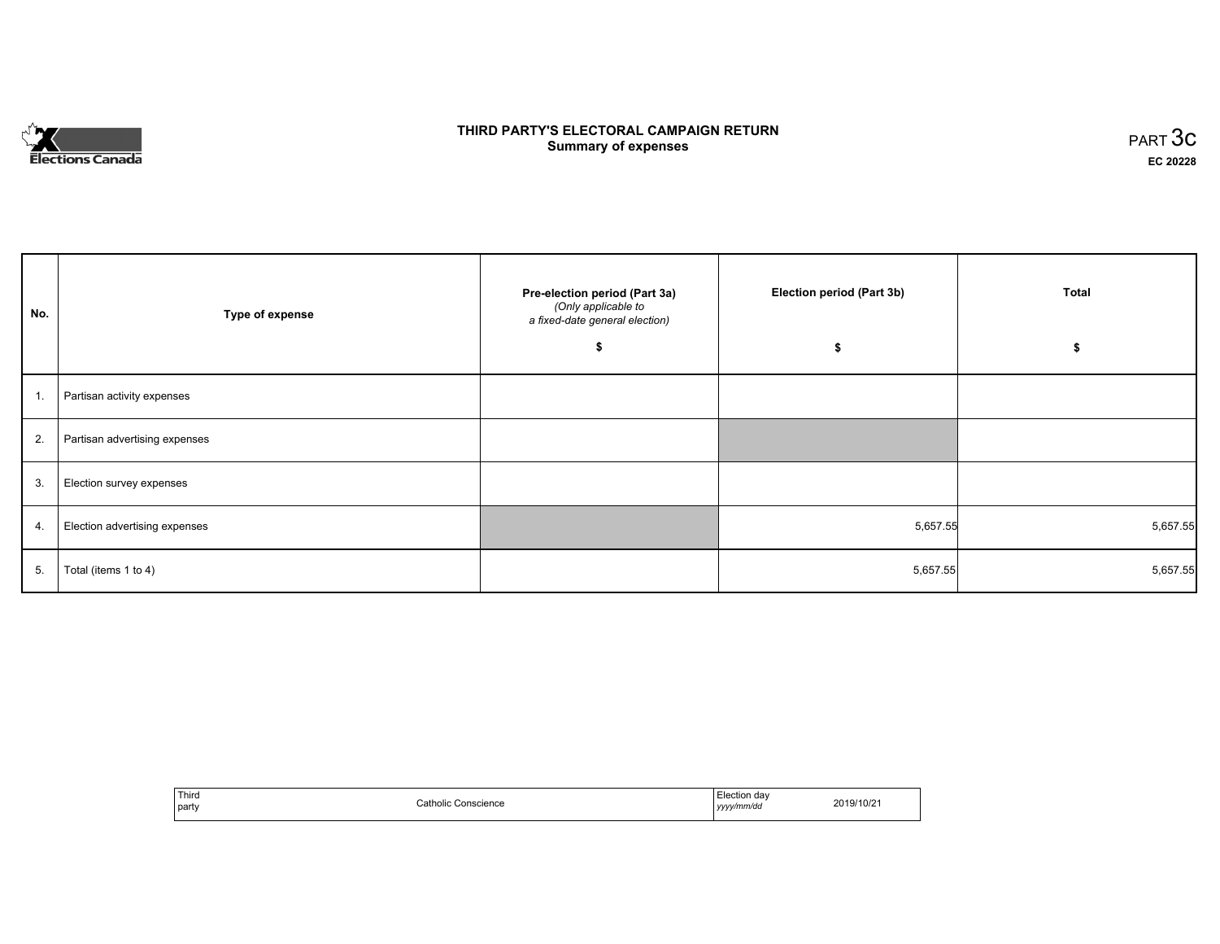# THIRD PARTY'S ELECTORAL CAMPAIGN RETURN
## Summary of expenses

PART 3c

**EC 20228**

| No. | Type of expense | Pre-election period (Part 3a) *(Only applicable to a fixed-date general election)* $ | Election period (Part 3b) $ | Total $ |
|---|---|---|---|---|
| 1. | Partisan activity expenses | | | |
| 2. | Partisan advertising expenses | | | |
| 3. | Election survey expenses | | | |
| 4. | Election advertising expenses | | 5,657.55 | 5,657.55 |
| 5. | Total (items 1 to 4) | | 5,657.55 | 5,657.55 |

| Third party | Catholic Conscience | Election day *yyyy/mm/dd* | 2019/10/21 |
|---|---|---|---|